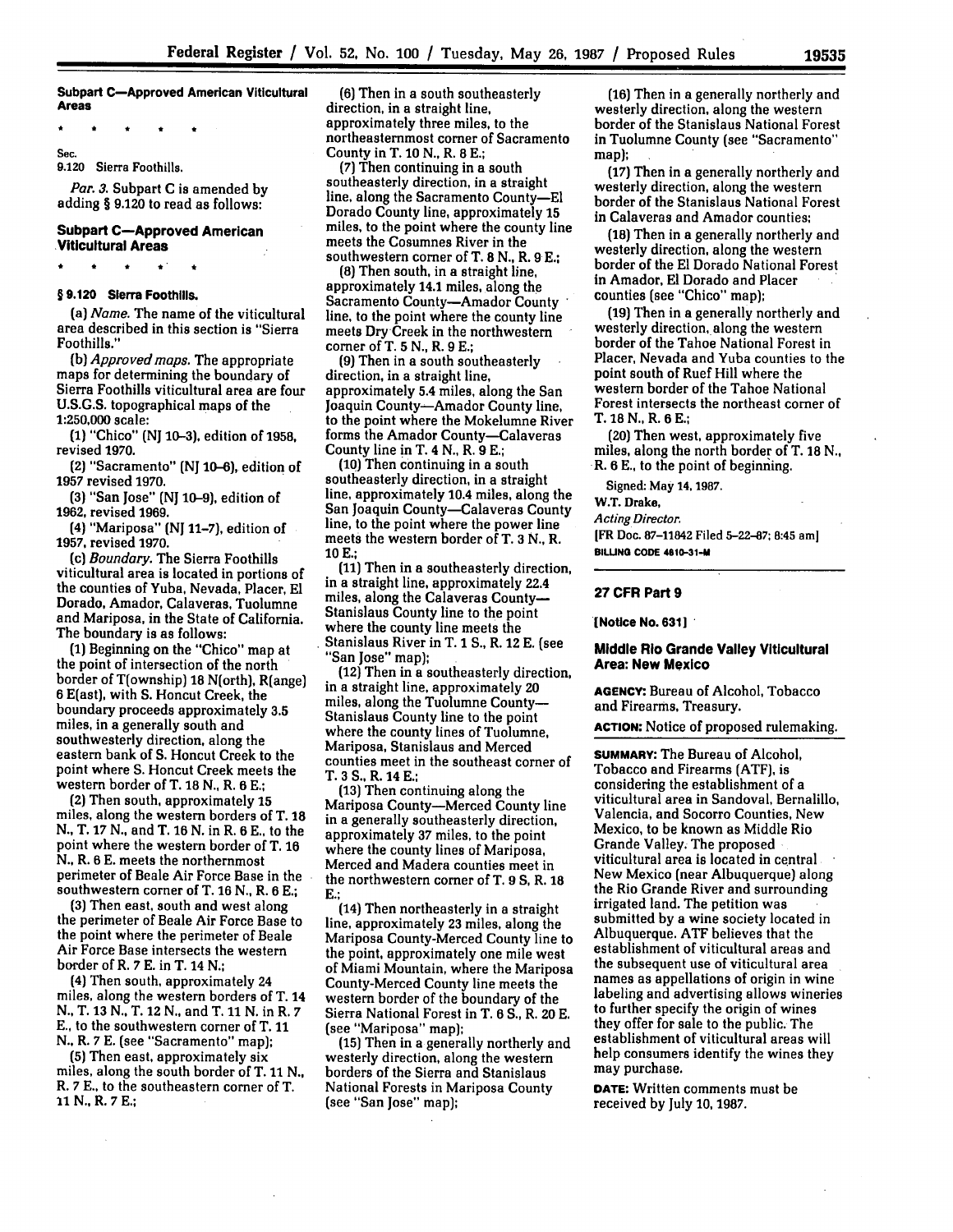**Subpart C—Approved American Viticultural Areas**

\* \* \* \* \*

Sec.
9.120 Sierra Foothills.

*Par. 3.* Subpart C is amended by adding § 9.120 to read as follows:

**Subpart C—Approved American Viticultural Areas**

\* \* \* \* \*

**§ 9.120 Sierra Foothills.**

(a) *Name.* The name of the viticultural area described in this section is "Sierra Foothills."

(b) *Approved maps.* The appropriate maps for determining the boundary of Sierra Foothills viticultural area are four U.S.G.S. topographical maps of the 1:250,000 scale:

(1) "Chico" (NJ 10-3), edition of 1958, revised 1970.

(2) "Sacramento" (NJ 10-6), edition of 1957 revised 1970.

(3) "San Jose" (NJ 10-9), edition of 1962, revised 1969.

(4) "Mariposa" (NJ 11-7), edition of 1957, revised 1970.

(c) *Boundary.* The Sierra Foothills viticultural area is located in portions of the counties of Yuba, Nevada, Placer, El Dorado, Amador, Calaveras, Tuolumne and Mariposa, in the State of California. The boundary is as follows:

(1) Beginning on the "Chico" map at the point of intersection of the north border of T(ownship) 18 N(orth), R(ange) 6 E(ast), with S. Honcut Creek, the boundary proceeds approximately 3.5 miles, in a generally south and southwesterly direction, along the eastern bank of S. Honcut Creek to the point where S. Honcut Creek meets the western border of T. 18 N., R. 6 E.;

(2) Then south, approximately 15 miles, along the western borders of T. 18 N., T. 17 N., and T. 16 N. in R. 6 E., to the point where the western border of T. 16 N., R. 6 E. meets the northernmost perimeter of Beale Air Force Base in the southwestern corner of T. 16 N., R. 6 E.;

(3) Then east, south and west along the perimeter of Beale Air Force Base to the point where the perimeter of Beale Air Force Base intersects the western border of R. 7 E. in T. 14 N.;

(4) Then south, approximately 24 miles, along the western borders of T. 14 N., T. 13 N., T. 12 N., and T. 11 N. in R. 7 E., to the southwestern corner of T. 11 N., R. 7 E. (see "Sacramento" map);

(5) Then east, approximately six miles, along the south border of T. 11 N., R. 7 E., to the southeastern corner of T. 11 N., R. 7 E.;

(6) Then in a south southeasterly direction, in a straight line, approximately three miles, to the northeasternmost corner of Sacramento County in T. 10 N., R. 8 E.;

(7) Then continuing in a south southeasterly direction, in a straight line, along the Sacramento County—El Dorado County line, approximately 15 miles, to the point where the county line meets the Cosumnes River in the southwestern corner of T. 8 N., R. 9 E.;

(8) Then south, in a straight line, approximately 14.1 miles, along the Sacramento County—Amador County line, to the point where the county line meets Dry Creek in the northwestern corner of T. 5 N., R. 9 E.;

(9) Then in a south southeasterly direction, in a straight line, approximately 5.4 miles, along the San Joaquin County—Amador County line, to the point where the Mokelumne River forms the Amador County—Calaveras County line in T. 4 N., R. 9 E.;

(10) Then continuing in a south southeasterly direction, in a straight line, approximately 10.4 miles, along the San Joaquin County—Calaveras County line, to the point where the power line meets the western border of T. 3 N., R. 10 E.;

(11) Then in a southeasterly direction, in a straight line, approximately 22.4 miles, along the Calaveras County—Stanislaus County line to the point where the county line meets the Stanislaus River in T. 1 S., R. 12 E. (see "San Jose" map);

(12) Then in a southeasterly direction, in a straight line, approximately 20 miles, along the Tuolumne County—Stanislaus County line to the point where the county lines of Tuolumne, Mariposa, Stanislaus and Merced counties meet in the southeast corner of T. 3 S., R. 14 E.;

(13) Then continuing along the Mariposa County—Merced County line in a generally southeasterly direction, approximately 37 miles, to the point where the county lines of Mariposa, Merced and Madera counties meet in the northwestern corner of T. 9 S, R. 18 E.;

(14) Then northeasterly in a straight line, approximately 23 miles, along the Mariposa County-Merced County line to the point, approximately one mile west of Miami Mountain, where the Mariposa County-Merced County line meets the western border of the boundary of the Sierra National Forest in T. 6 S., R. 20 E. (see "Mariposa" map);

(15) Then in a generally northerly and westerly direction, along the western borders of the Sierra and Stanislaus National Forests in Mariposa County (see "San Jose" map);

(16) Then in a generally northerly and westerly direction, along the western border of the Stanislaus National Forest in Tuolumne County (see "Sacramento" map);

(17) Then in a generally northerly and westerly direction, along the western border of the Stanislaus National Forest in Calaveras and Amador counties;

(18) Then in a generally northerly and westerly direction, along the western border of the El Dorado National Forest in Amador, El Dorado and Placer counties (see "Chico" map);

(19) Then in a generally northerly and westerly direction, along the western border of the Tahoe National Forest in Placer, Nevada and Yuba counties to the point south of Ruef Hill where the western border of the Tahoe National Forest intersects the northeast corner of T. 18 N., R. 6 E.;

(20) Then west, approximately five miles, along the north border of T. 18 N., R. 6 E., to the point of beginning.

Signed: May 14, 1987.

W.T. Drake,

*Acting Director.*

[FR Doc. 87-11842 Filed 5-22-87; 8:45 am]

BILLING CODE 4810-31-M

---

## 27 CFR Part 9

**[Notice No. 631]**

## Middle Rio Grande Valley Viticultural Area: New Mexico

**AGENCY:** Bureau of Alcohol, Tobacco and Firearms, Treasury.

**ACTION:** Notice of proposed rulemaking.

**SUMMARY:** The Bureau of Alcohol, Tobacco and Firearms (ATF), is considering the establishment of a viticultural area in Sandoval, Bernalillo, Valencia, and Socorro Counties, New Mexico, to be known as Middle Rio Grande Valley. The proposed viticultural area is located in central New Mexico (near Albuquerque) along the Rio Grande River and surrounding irrigated land. The petition was submitted by a wine society located in Albuquerque. ATF believes that the establishment of viticultural areas and the subsequent use of viticultural area names as appellations of origin in wine labeling and advertising allows wineries to further specify the origin of wines they offer for sale to the public. The establishment of viticultural areas will help consumers identify the wines they may purchase.

**DATE:** Written comments must be received by July 10, 1987.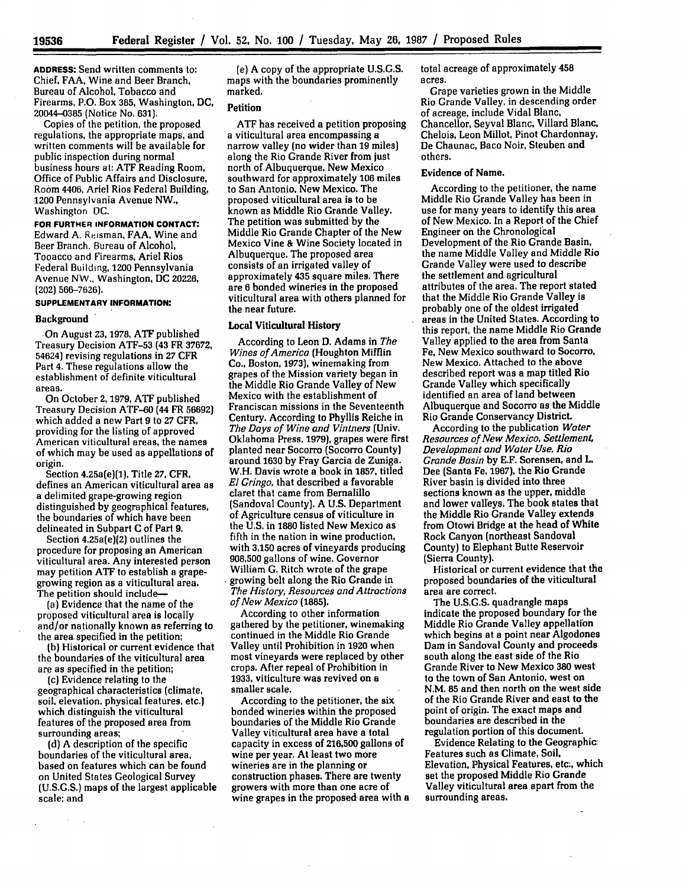**ADDRESS:** Send written comments to: Chief, FAA, Wine and Beer Branch, Bureau of Alcohol, Tobacco and Firearms, P.O. Box 385, Washington, DC, 20044-0385 (Notice No. 631).

Copies of the petition, the proposed regulations, the appropriate maps, and written comments will be available for public inspection during normal business hours at: ATF Reading Room, Office of Public Affairs and Disclosure, Room 4406, Ariel Rios Federal Building, 1200 Pennsylvania Avenue NW., Washington DC.

**FOR FURTHER INFORMATION CONTACT:** Edward A. Reisman, FAA, Wine and Beer Branch, Bureau of Alcohol, Tobacco and Firearms, Ariel Rios Federal Building, 1200 Pennsylvania Avenue NW., Washington, DC 20226, (202) 566-7626).

**SUPPLEMENTARY INFORMATION:**

## Background

On August 23, 1978, ATF published Treasury Decision ATF-53 (43 FR 37672, 54624) revising regulations in 27 CFR Part 4. These regulations allow the establishment of definite viticultural areas.

On October 2, 1979, ATF published Treasury Decision ATF-60 (44 FR 56692) which added a new Part 9 to 27 CFR, providing for the listing of approved American viticultural areas, the names of which may be used as appellations of origin.

Section 4.25a(e)(1), Title 27, CFR, defines an American viticultural area as a delimited grape-growing region distinguished by geographical features, the boundaries of which have been delineated in Subpart C of Part 9.

Section 4.25a(e)(2) outlines the procedure for proposing an American viticultural area. Any interested person may petition ATF to establish a grape-growing region as a viticultural area. The petition should include—

(a) Evidence that the name of the proposed viticultural area is locally and/or nationally known as referring to the area specified in the petition;

(b) Historical or current evidence that the boundaries of the viticultural area are as specified in the petition;

(c) Evidence relating to the geographical characteristics (climate, soil, elevation, physical features, etc.) which distinguish the viticultural features of the proposed area from surrounding areas;

(d) A description of the specific boundaries of the viticultural area, based on features which can be found on United States Geological Survey (U.S.G.S.) maps of the largest applicable scale; and

(e) A copy of the appropriate U.S.G.S. maps with the boundaries prominently marked.

## Petition

ATF has received a petition proposing a viticultural area encompassing a narrow valley (no wider than 19 miles) along the Rio Grande River from just north of Albuquerque, New Mexico southward for approximately 106 miles to San Antonio, New Mexico. The proposed viticultural area is to be known as Middle Rio Grande Valley. The petition was submitted by the Middle Rio Grande Chapter of the New Mexico Vine & Wine Society located in Albuquerque. The proposed area consists of an irrigated valley of approximately 435 square miles. There are 6 bonded wineries in the proposed viticultural area with others planned for the near future.

## Local Viticultural History

According to Leon D. Adams in *The Wines of America* (Houghton Mifflin Co., Boston, 1973), winemaking from grapes of the Mission variety began in the Middle Rio Grande Valley of New Mexico with the establishment of Franciscan missions in the Seventeenth Century. According to Phyllis Reiche in *The Days of Wine and Vintners* (Univ. Oklahoma Press, 1979), grapes were first planted near Socorro (Socorro County) around 1630 by Fray Garcia de Zuniga. W.H. Davis wrote a book in 1857, titled *El Gringo*, that described a favorable claret that came from Bernalillo (Sandoval County). A U.S. Department of Agriculture census of viticulture in the U.S. in 1880 listed New Mexico as fifth in the nation in wine production, with 3,150 acres of vineyards producing 908,500 gallons of wine. Governor William G. Ritch wrote of the grape growing belt along the Rio Grande in *The History, Resources and Attractions of New Mexico* (1885).

According to other information gathered by the petitioner, winemaking continued in the Middle Rio Grande Valley until Prohibition in 1920 when most vineyards were replaced by other crops. After repeal of Prohibition in 1933, viticulture was revived on a smaller scale.

According to the petitioner, the six bonded wineries within the proposed boundaries of the Middle Rio Grande Valley viticultural area have a total capacity in excess of 216,500 gallons of wine per year. At least two more wineries are in the planning or construction phases. There are twenty growers with more than one acre of wine grapes in the proposed area with a total acreage of approximately 458 acres.

Grape varieties grown in the Middle Rio Grande Valley, in descending order of acreage, include Vidal Blanc, Chancellor, Seyval Blanc, Villard Blanc, Chelois, Leon Millot, Pinot Chardonnay, De Chaunac, Baco Noir, Steuben and others.

## Evidence of Name.

According to the petitioner, the name Middle Rio Grande Valley has been in use for many years to identify this area of New Mexico. In a Report of the Chief Engineer on the Chronological Development of the Rio Grande Basin, the name Middle Valley and Middle Rio Grande Valley were used to describe the settlement and agricultural attributes of the area. The report stated that the Middle Rio Grande Valley is probably one of the oldest irrigated areas in the United States. According to this report, the name Middle Rio Grande Valley applied to the area from Santa Fe, New Mexico southward to Socorro, New Mexico. Attached to the above described report was a map titled Rio Grande Valley which specifically identified an area of land between Albuquerque and Socorro as the Middle Rio Grande Conservancy District.

According to the publication *Water Resources of New Mexico, Settlement, Development and Water Use, Rio Grande Basin* by E.F. Sorensen, and L. Dee (Santa Fe, 1967), the Rio Grande River basin is divided into three sections known as the upper, middle and lower valleys. The book states that the Middle Rio Grande Valley extends from Otowi Bridge at the head of White Rock Canyon (northeast Sandoval County) to Elephant Butte Reservoir (Sierra County).

Historical or current evidence that the proposed boundaries of the viticultural area are correct.

The U.S.G.S. quadrangle maps indicate the proposed boundary for the Middle Rio Grande Valley appellation which begins at a point near Algodones Dam in Sandoval County and proceeds south along the east side of the Rio Grande River to New Mexico 380 west to the town of San Antonio, west on N.M. 85 and then north on the west side of the Rio Grande River and east to the point of origin. The exact maps and boundaries are described in the regulation portion of this document.

Evidence Relating to the Geographic Features such as Climate, Soil, Elevation, Physical Features, etc., which set the proposed Middle Rio Grande Valley viticultural area apart from the surrounding areas.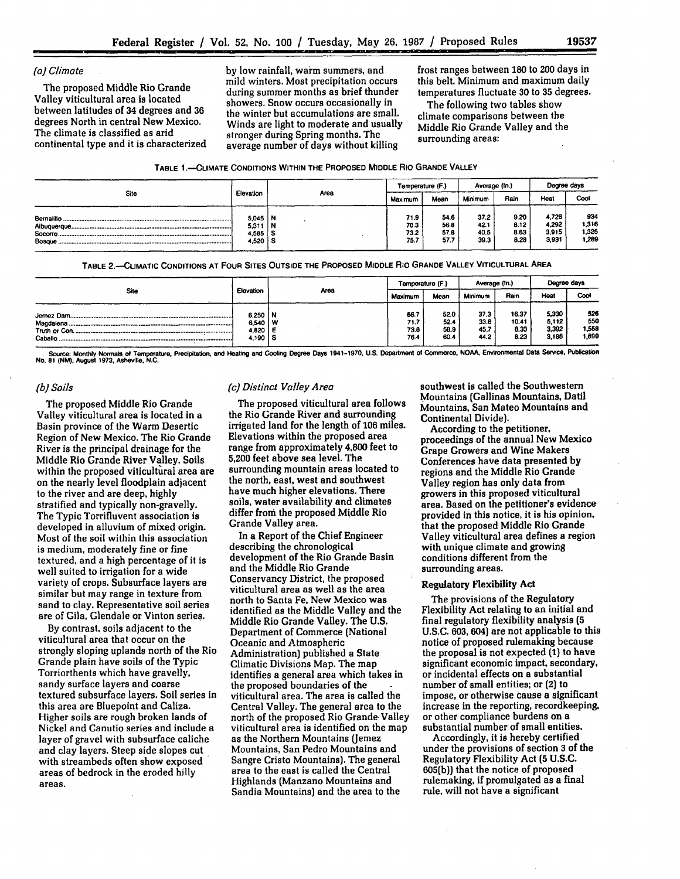*(a) Climate*

The proposed Middle Rio Grande Valley viticultural area is located between latitudes of 34 degrees and 36 degrees North in central New Mexico. The climate is classified as arid continental type and it is characterized by low rainfall, warm summers, and mild winters. Most precipitation occurs during summer months as brief thunder showers. Snow occurs occasionally in the winter but accumulations are small. Winds are light to moderate and usually stronger during Spring months. The average number of days without killing frost ranges between 180 to 200 days in this belt. Minimum and maximum daily temperatures fluctuate 30 to 35 degrees.

The following two tables show climate comparisons between the Middle Rio Grande Valley and the surrounding areas:

TABLE 1.—CLIMATE CONDITIONS WITHIN THE PROPOSED MIDDLE RIO GRANDE VALLEY

| Site | Elevation | Area | Temperature (F.) | | Average (In.) | | Degree days | |
|---|---|---|---|---|---|---|---|---|
| | | | Maximum | Mean | Minimum | Rain | Heat | Cool |
| Bernalillo | 5,045 | N | 71.9 | 54.6 | 37.2 | 9.20 | 4,726 | 934 |
| Albuquerque | 5,311 | N | 70.3 | 56.8 | 42.1 | 8.12 | 4,292 | 1,316 |
| Socorro | 4,585 | S | 73.2 | 57.8 | 40.5 | 8.63 | 3,915 | 1,325 |
| Bosque | 4,520 | S | 75.7 | 57.7 | 39.3 | 8.28 | 3,931 | 1,289 |

TABLE 2.—CLIMATIC CONDITIONS AT FOUR SITES OUTSIDE THE PROPOSED MIDDLE RIO GRANDE VALLEY VITICULTURAL AREA

| Site | Elevation | Area | Temperature (F.) | | Average (In.) | | Degree days | |
|---|---|---|---|---|---|---|---|---|
| | | | Maximum | Mean | Minimum | Rain | Heat | Cool |
| Jemez Dam | 6,250 | N | 66.7 | 52.0 | 37.3 | 16.37 | 5,330 | 526 |
| Magdalena | 6,540 | W | 71.7 | 52.4 | 33.6 | 10.41 | 5,112 | 550 |
| Truth or Con. | 4,820 | E | 73.6 | 58.9 | 45.7 | 8.33 | 3,392 | 1,558 |
| Caballo | 4,190 | S | 76.4 | 60.4 | 44.2 | 8.23 | 3,188 | 1,690 |

Source: Monthly Normals of Temperature, Precipitation, and Heating and Cooling Degree Days 1941–1970, U.S. Department of Commerce, NOAA, Environmental Data Service, Publication No. 81 (NM), August 1973, Asheville, N.C.

*(b) Soils*

The proposed Middle Rio Grande Valley viticultural area is located in a Basin province of the Warm Desertic Region of New Mexico. The Rio Grande River is the principal drainage for the Middle Rio Grande River Valley. Soils within the proposed viticultural area are on the nearly level floodplain adjacent to the river and are deep, highly stratified and typically non-gravelly. The Typic Torrifluvent association is developed in alluvium of mixed origin. Most of the soil within this association is medium, moderately fine or fine textured, and a high percentage of it is well suited to irrigation for a wide variety of crops. Subsurface layers are similar but may range in texture from sand to clay. Representative soil series are of Gila, Glendale or Vinton series.

By contrast, soils adjacent to the viticultural area that occur on the strongly sloping uplands north of the Rio Grande plain have soils of the Typic Torriorthents which have gravelly, sandy surface layers and coarse textured subsurface layers. Soil series in this area are Bluepoint and Caliza. Higher soils are rough broken lands of Nickel and Canutio series and include a layer of gravel with subsurface caliche and clay layers. Steep side slopes cut with streambeds often show exposed areas of bedrock in the eroded hilly areas.

*(c) Distinct Valley Area*

The proposed viticultural area follows the Rio Grande River and surrounding irrigated land for the length of 106 miles. Elevations within the proposed area range from approximately 4,800 feet to 5,200 feet above sea level. The surrounding mountain areas located to the north, east, west and southwest have much higher elevations. There soils, water availability and climates differ from the proposed Middle Rio Grande Valley area.

In a Report of the Chief Engineer describing the chronological development of the Rio Grande Basin and the Middle Rio Grande Conservancy District, the proposed viticultural area as well as the area north to Santa Fe, New Mexico was identified as the Middle Valley and the Middle Rio Grande Valley. The U.S. Department of Commerce (National Oceanic and Atmospheric Administration) published a State Climatic Divisions Map. The map identifies a general area which takes in the proposed boundaries of the viticultural area. The area is called the Central Valley. The general area to the north of the proposed Rio Grande Valley viticultural area is identified on the map as the Northern Mountains (Jemez Mountains, San Pedro Mountains and Sangre Cristo Mountains). The general area to the east is called the Central Highlands (Manzano Mountains and Sandia Mountains) and the area to the southwest is called the Southwestern Mountains (Gallinas Mountains, Datil Mountains, San Mateo Mountains and Continental Divide).

According to the petitioner, proceedings of the annual New Mexico Grape Growers and Wine Makers Conferences have data presented by regions and the Middle Rio Grande Valley region has only data from growers in this proposed viticultural area. Based on the petitioner's evidence provided in this notice, it is his opinion, that the proposed Middle Rio Grande Valley viticultural area defines a region with unique climate and growing conditions different from the surrounding areas.

**Regulatory Flexibility Act**

The provisions of the Regulatory Flexibility Act relating to an initial and final regulatory flexibility analysis (5 U.S.C. 603, 604) are not applicable to this notice of proposed rulemaking because the proposal is not expected (1) to have significant economic impact, secondary, or incidental effects on a substantial number of small entities; or (2) to impose, or otherwise cause a significant increase in the reporting, recordkeeping, or other compliance burdens on a substantial number of small entities.

Accordingly, it is hereby certified under the provisions of section 3 of the Regulatory Flexibility Act (5 U.S.C. 605(b)) that the notice of proposed rulemaking, if promulgated as a final rule, will not have a significant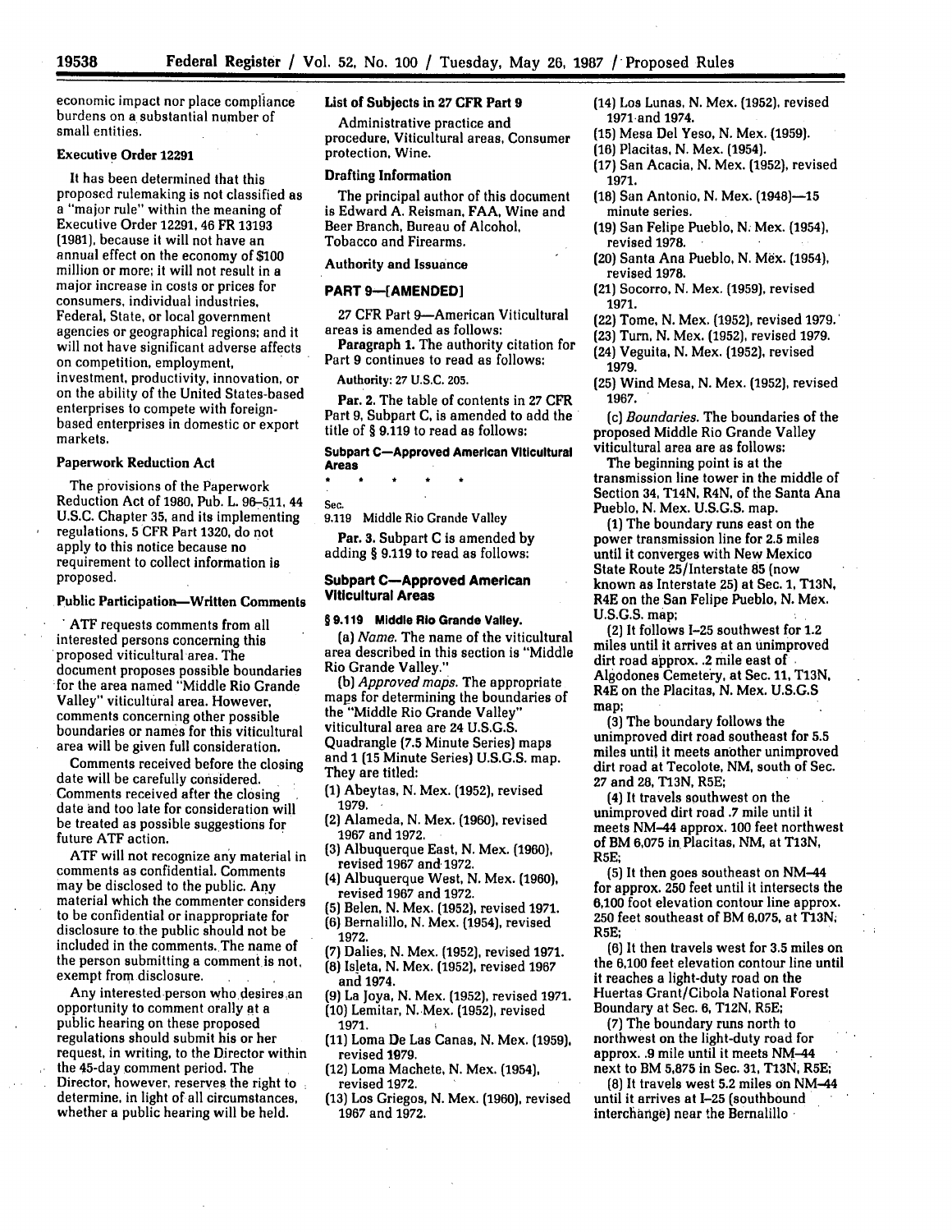economic impact nor place compliance burdens on a substantial number of small entities.

### Executive Order 12291

It has been determined that this proposed rulemaking is not classified as a "major rule" within the meaning of Executive Order 12291, 46 FR 13193 (1981), because it will not have an annual effect on the economy of $100 million or more; it will not result in a major increase in costs or prices for consumers, individual industries, Federal, State, or local government agencies or geographical regions; and it will not have significant adverse affects on competition, employment, investment, productivity, innovation, or on the ability of the United States-based enterprises to compete with foreign-based enterprises in domestic or export markets.

### Paperwork Reduction Act

The provisions of the Paperwork Reduction Act of 1980, Pub. L. 96-511, 44 U.S.C. Chapter 35, and its implementing regulations, 5 CFR Part 1320, do not apply to this notice because no requirement to collect information is proposed.

### Public Participation—Written Comments

ATF requests comments from all interested persons concerning this proposed viticultural area. The document proposes possible boundaries for the area named "Middle Rio Grande Valley" viticultural area. However, comments concerning other possible boundaries or names for this viticultural area will be given full consideration.

Comments received before the closing date will be carefully considered. Comments received after the closing date and too late for consideration will be treated as possible suggestions for future ATF action.

ATF will not recognize any material in comments as confidential. Comments may be disclosed to the public. Any material which the commenter considers to be confidential or inappropriate for disclosure to the public should not be included in the comments. The name of the person submitting a comment is not exempt from disclosure.

Any interested person who desires an opportunity to comment orally at a public hearing on these proposed regulations should submit his or her request, in writing, to the Director within the 45-day comment period. The Director, however, reserves the right to determine, in light of all circumstances, whether a public hearing will be held.

### List of Subjects in 27 CFR Part 9

Administrative practice and procedure, Viticultural areas, Consumer protection, Wine.

### Drafting Information

The principal author of this document is Edward A. Reisman, FAA, Wine and Beer Branch, Bureau of Alcohol, Tobacco and Firearms.

### Authority and Issuance

### PART 9—[AMENDED]

27 CFR Part 9—American Viticultural areas is amended as follows:

**Paragraph 1.** The authority citation for Part 9 continues to read as follows:

Authority: 27 U.S.C. 205.

**Par. 2.** The table of contents in 27 CFR Part 9, Subpart C, is amended to add the title of § 9.119 to read as follows:

#### Subpart C—Approved American Viticultural Areas

\* \* \* \* \*

Sec.
9.119 Middle Rio Grande Valley

**Par. 3.** Subpart C is amended by adding § 9.119 to read as follows:

#### Subpart C—Approved American Viticultural Areas

**§ 9.119 Middle Rio Grande Valley.**

(a) *Name.* The name of the viticultural area described in this section is "Middle Rio Grande Valley."

(b) *Approved maps.* The appropriate maps for determining the boundaries of the "Middle Rio Grande Valley" viticultural area are 24 U.S.G.S. Quadrangle (7.5 Minute Series) maps and 1 (15 Minute Series) U.S.G.S. map. They are titled:

(1) Abeytas, N. Mex. (1952), revised 1979.
(2) Alameda, N. Mex. (1960), revised 1967 and 1972.
(3) Albuquerque East, N. Mex. (1960), revised 1967 and 1972.
(4) Albuquerque West, N. Mex. (1960), revised 1967 and 1972.
(5) Belen, N. Mex. (1952), revised 1971.
(6) Bernalillo, N. Mex. (1954), revised 1972.
(7) Dalies, N. Mex. (1952), revised 1971.
(8) Isleta, N. Mex. (1952), revised 1967 and 1974.
(9) La Joya, N. Mex. (1952), revised 1971.
(10) Lemitar, N. Mex. (1952), revised 1971.
(11) Loma De Las Canas, N. Mex. (1959), revised 1979.
(12) Loma Machete, N. Mex. (1954), revised 1972.
(13) Los Griegos, N. Mex. (1960), revised 1967 and 1972.
(14) Los Lunas, N. Mex. (1952), revised 1971 and 1974.
(15) Mesa Del Yeso, N. Mex. (1959).
(16) Placitas, N. Mex. (1954).
(17) San Acacia, N. Mex. (1952), revised 1971.
(18) San Antonio, N. Mex. (1948)—15 minute series.
(19) San Felipe Pueblo, N. Mex. (1954), revised 1978.
(20) Santa Ana Pueblo, N. Mex. (1954), revised 1978.
(21) Socorro, N. Mex. (1959), revised 1971.
(22) Tome, N. Mex. (1952), revised 1979.
(23) Turn, N. Mex. (1952), revised 1979.
(24) Veguita, N. Mex. (1952), revised 1979.
(25) Wind Mesa, N. Mex. (1952), revised 1967.

(c) *Boundaries.* The boundaries of the proposed Middle Rio Grande Valley viticultural area are as follows:

The beginning point is at the transmission line tower in the middle of Section 34, T14N, R4N, of the Santa Ana Pueblo, N. Mex. U.S.G.S. map.

(1) The boundary runs east on the power transmission line for 2.5 miles until it converges with New Mexico State Route 25/Interstate 85 (now known as Interstate 25) at Sec. 1, T13N, R4E on the San Felipe Pueblo, N. Mex. U.S.G.S. map;

(2) It follows I-25 southwest for 1.2 miles until it arrives at an unimproved dirt road approx. .2 mile east of Algodones Cemetery, at Sec. 11, T13N, R4E on the Placitas, N. Mex. U.S.G.S map;

(3) The boundary follows the unimproved dirt road southeast for 5.5 miles until it meets another unimproved dirt road at Tecolote, NM, south of Sec. 27 and 28, T13N, R5E;

(4) It travels southwest on the unimproved dirt road .7 mile until it meets NM-44 approx. 100 feet northwest of BM 6,075 in Placitas, NM, at T13N, R5E;

(5) It then goes southeast on NM-44 for approx. 250 feet until it intersects the 6,100 foot elevation contour line approx. 250 feet southeast of BM 6,075, at T13N, R5E;

(6) It then travels west for 3.5 miles on the 6,100 feet elevation contour line until it reaches a light-duty road on the Huertas Grant/Cibola National Forest Boundary at Sec. 6, T12N, R5E;

(7) The boundary runs north to northwest on the light-duty road for approx. .9 mile until it meets NM-44 next to BM 5,875 in Sec. 31, T13N, R5E;

(8) It travels west 5.2 miles on NM-44 until it arrives at I-25 (southbound interchange) near the Bernalillo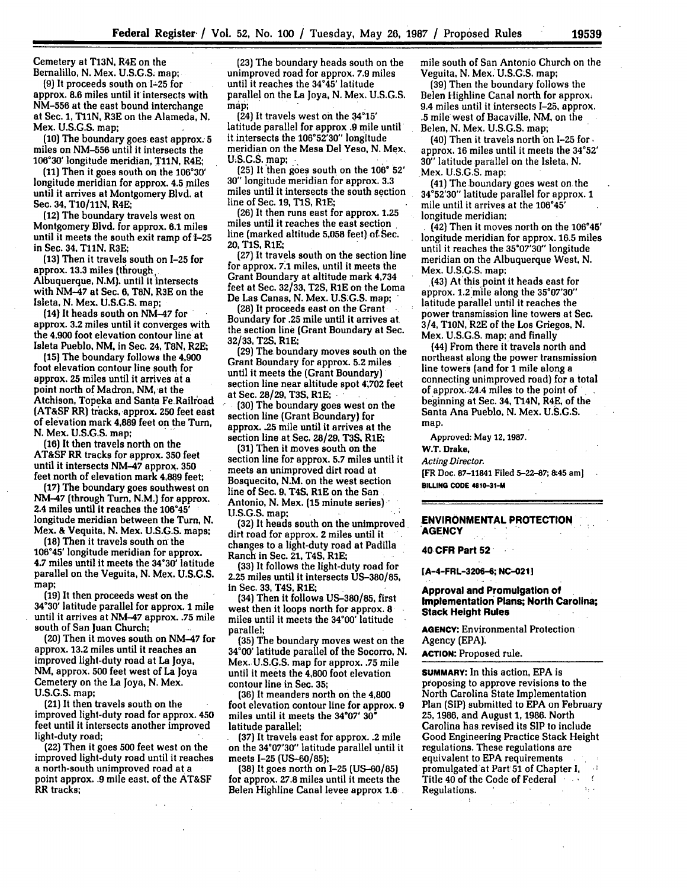Cemetery at T13N, R4E on the Bernalillo, N. Mex. U.S.G.S. map;

(9) It proceeds south on I-25 for approx. 8.6 miles until it intersects with NM-556 at the east bound interchange at Sec. 1, T11N, R3E on the Alameda, N. Mex. U.S.G.S. map;

(10) The boundary goes east approx. 5 miles on NM-556 until it intersects the 106°30' longitude meridian, T11N, R4E;

(11) Then it goes south on the 106°30' longitude meridian for approx. 4.5 miles until it arrives at Montgomery Blvd. at Sec. 34, T10/11N, R4E;

(12) The boundary travels west on Montgomery Blvd. for approx. 6.1 miles until it meets the south exit ramp of I-25 in Sec. 34, T11N, R3E;

(13) Then it travels south on I-25 for approx. 13.3 miles (through Albuquerque, N.M). until it intersects with NM-47 at Sec. 6, T8N, R3E on the Isleta, N. Mex. U.S.G.S. map;

(14) It heads south on NM-47 for approx. 3.2 miles until it converges with the 4,900 foot elevation contour line at Isleta Pueblo, NM, in Sec. 24, T8N, R2E;

(15) The boundary follows the 4,900 foot elevation contour line south for approx. 25 miles until it arrives at a point north of Madron, NM, at the Atchison, Topeka and Santa Fe Railroad (AT&SF RR) tracks, approx. 250 feet east of elevation mark 4,889 feet on the Turn, N. Mex. U.S.G.S. map;

(16) It then travels north on the AT&SF RR tracks for approx. 350 feet until it intersects NM-47 approx. 350 feet north of elevation mark 4,889 feet;

(17) The boundary goes southwest on NM-47 (through Turn, N.M.) for approx. 2.4 miles until it reaches the 106°45' longitude meridian between the Turn, N. Mex. & Vequita, N. Mex. U.S.G.S. maps;

(18) Then it travels south on the 106°45' longitude meridian for approx. 4.7 miles until it meets the 34°30' latitude parallel on the Veguita, N. Mex. U.S.G.S. map;

(19) It then proceeds west on the 34°30' latitude parallel for approx. 1 mile until it arrives at NM-47 approx. .75 mile south of San Juan Church;

(20) Then it moves south on NM-47 for approx. 13.2 miles until it reaches an improved light-duty road at La Joya, NM, approx. 500 feet west of La Joya Cemetery on the La Joya, N. Mex. U.S.G.S. map;

(21) It then travels south on the improved light-duty road for approx. 450 feet until it intersects another improved light-duty road;

(22) Then it goes 500 feet west on the improved light-duty road until it reaches a north-south unimproved road at a point approx. .9 mile east, of the AT&SF RR tracks;

(23) The boundary heads south on the unimproved road for approx. 7.9 miles until it reaches the 34°45' latitude parallel on the La Joya, N. Mex. U.S.G.S. map;

(24) It travels west on the 34°15' latitude parallel for approx .9 mile until it intersects the 106°52'30" longitude meridian on the Mesa Del Yeso, N. Mex. U.S.G.S. map;

(25) It then goes south on the 106° 52' 30" longitude meridian for approx. 3.3 miles until it intersects the south section line of Sec. 19, T1S, R1E;

(26) It then runs east for approx. 1.25 miles until it reaches the east section line (marked altitude 5,058 feet) of Sec. 20, T1S, R1E;

(27) It travels south on the section line for approx. 7.1 miles, until it meets the Grant Boundary at altitude mark 4,734 feet at Sec. 32/33, T2S, R1E on the Loma De Las Canas, N. Mex. U.S.G.S. map;

(28) It proceeds east on the Grant Boundary for .25 mile until it arrives at the section line (Grant Boundary at Sec. 32/33, T2S, R1E;

(29) The boundary moves south on the Grant Boundary for approx. 5.2 miles until it meets the (Grant Boundary) section line near altitude spot 4,702 feet at Sec. 28/29, T3S, R1E;

(30) The boundary goes west on the section line (Grant Boundary) for approx. .25 mile until it arrives at the section line at Sec. 28/29, T3S, R1E;

(31) Then it moves south on the section line for approx. 5.7 miles until it meets an unimproved dirt road at Bosquecito, N.M. on the west section line of Sec. 9, T4S, R1E on the San Antonio, N. Mex. (15 minute series) U.S.G.S. map;

(32) It heads south on the unimproved dirt road for approx. 2 miles until it changes to a light-duty road at Padilla Ranch in Sec. 21, T4S, R1E;

(33) It follows the light-duty road for 2.25 miles until it intersects US-380/85, in Sec. 33, T4S, R1E;

(34) Then it follows US-380/85, first west then it loops north for approx. 8 miles until it meets the 34°00' latitude parallel;

(35) The boundary moves west on the 34°00' latitude parallel of the Socorro, N. Mex. U.S.G.S. map for approx. .75 mile until it meets the 4,800 foot elevation contour line in Sec. 35;

(36) It meanders north on the 4,800 foot elevation contour line for approx. 9 miles until it meets the 34°07' 30" latitude parallel;

(37) It travels east for approx. .2 mile on the 34°07'30" latitude parallel until it meets I-25 (US-60/85);

(38) It goes north on I-25 (US-60/85) for approx. 27.8 miles until it meets the Belen Highline Canal levee approx 1.6 mile south of San Antonio Church on the Veguita, N. Mex. U.S.G.S. map;

(39) Then the boundary follows the Belen Highline Canal north for approx. 9.4 miles until it intersects I-25, approx. .5 mile west of Bacaville, NM, on the Belen, N. Mex. U.S.G.S. map;

(40) Then it travels north on I-25 for approx. 16 miles until it meets the 34°52' 30" latitude parallel on the Isleta, N. Mex. U.S.G.S. map;

(41) The boundary goes west on the 34°52'30" latitude parallel for approx. 1 mile until it arrives at the 106°45' longitude meridian;

(42) Then it moves north on the 106°45' longitude meridian for approx. 16.5 miles until it reaches the 35°07'30" longitude meridian on the Albuquerque West, N. Mex. U.S.G.S. map;

(43) At this point it heads east for approx. 1.2 mile along the 35°07'30" latitude parallel until it reaches the power transmission line towers at Sec. 3/4, T10N, R2E of the Los Griegos, N. Mex. U.S.G.S. map; and finally

(44) From there it travels north and northeast along the power transmission line towers (and for 1 mile along a connecting unimproved road) for a total of approx. 24.4 miles to the point of beginning at Sec. 34, T14N, R4E, of the Santa Ana Pueblo, N. Mex. U.S.G.S. map.

Approved: May 12, 1987.

**W.T. Drake,**

*Acting Director.*

[FR Doc. 87-11841 Filed 5-22-87; 8:45 am]

**BILLING CODE 4810-31-M**

---

## ENVIRONMENTAL PROTECTION AGENCY

### 40 CFR Part 52

**[A-4-FRL-3206-6; NC-021]**

### Approval and Promulgation of Implementation Plans; North Carolina; Stack Height Rules

**AGENCY:** Environmental Protection Agency (EPA).

**ACTION:** Proposed rule.

**SUMMARY:** In this action, EPA is proposing to approve revisions to the North Carolina State Implementation Plan (SIP) submitted to EPA on February 25, 1986, and August 1, 1986. North Carolina has revised its SIP to include Good Engineering Practice Stack Height regulations. These regulations are equivalent to EPA requirements promulgated at Part 51 of Chapter I, Title 40 of the Code of Federal Regulations.